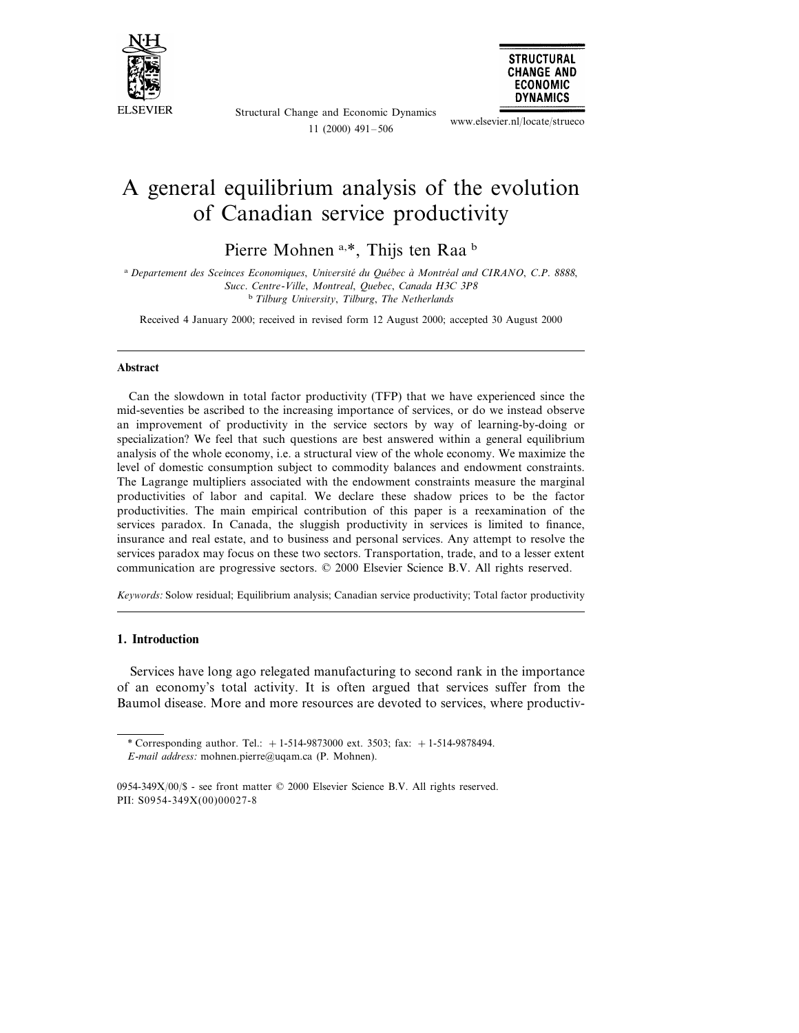# A general equilibrium analysis of the evolution of Canadian service productivity

Pierre Mohnen [a,*], Thijs ten Raa [b]

[a] *Departement des Sceinces Economiques, Université du Québec à Montréal and CIRANO, C.P. 8888, Succ. Centre-Ville, Montreal, Quebec, Canada H3C 3P8*

[b] *Tilburg University, Tilburg, The Netherlands*

Received 4 January 2000; received in revised form 12 August 2000; accepted 30 August 2000

## Abstract

Can the slowdown in total factor productivity (TFP) that we have experienced since the mid-seventies be ascribed to the increasing importance of services, or do we instead observe an improvement of productivity in the service sectors by way of learning-by-doing or specialization? We feel that such questions are best answered within a general equilibrium analysis of the whole economy, i.e. a structural view of the whole economy. We maximize the level of domestic consumption subject to commodity balances and endowment constraints. The Lagrange multipliers associated with the endowment constraints measure the marginal productivities of labor and capital. We declare these shadow prices to be the factor productivities. The main empirical contribution of this paper is a reexamination of the services paradox. In Canada, the sluggish productivity in services is limited to finance, insurance and real estate, and to business and personal services. Any attempt to resolve the services paradox may focus on these two sectors. Transportation, trade, and to a lesser extent communication are progressive sectors. © 2000 Elsevier Science B.V. All rights reserved.

*Keywords:* Solow residual; Equilibrium analysis; Canadian service productivity; Total factor productivity

## 1. Introduction

Services have long ago relegated manufacturing to second rank in the importance of an economy's total activity. It is often argued that services suffer from the Baumol disease. More and more resources are devoted to services, where productiv-

---

* Corresponding author. Tel.: + 1-514-9873000 ext. 3503; fax: + 1-514-9878494.

*E-mail address:* mohnen.pierre@uqam.ca (P. Mohnen).

0954-349X/00/$ - see front matter © 2000 Elsevier Science B.V. All rights reserved.
PII: S0954-349X(00)00027-8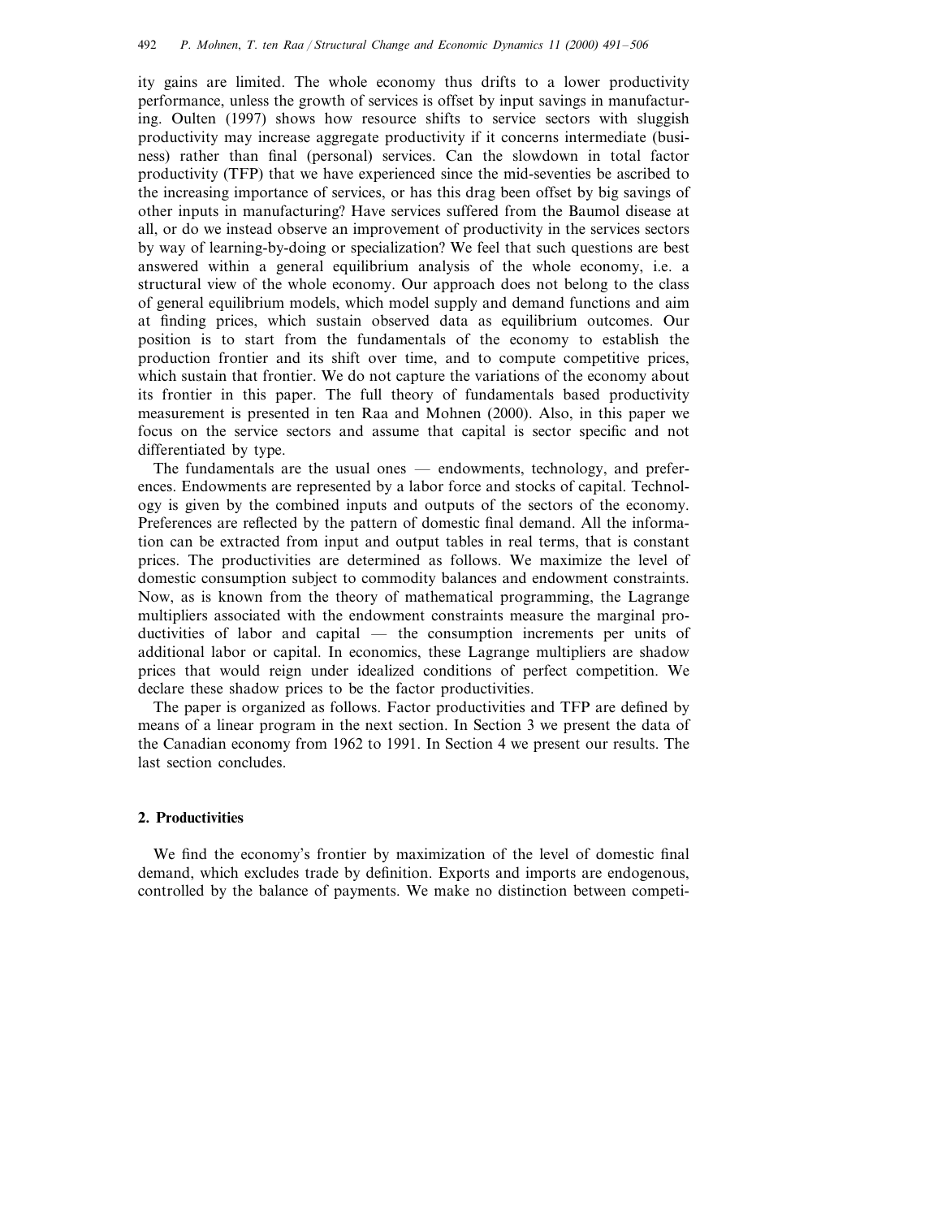ity gains are limited. The whole economy thus drifts to a lower productivity performance, unless the growth of services is offset by input savings in manufacturing. Oulten (1997) shows how resource shifts to service sectors with sluggish productivity may increase aggregate productivity if it concerns intermediate (business) rather than final (personal) services. Can the slowdown in total factor productivity (TFP) that we have experienced since the mid-seventies be ascribed to the increasing importance of services, or has this drag been offset by big savings of other inputs in manufacturing? Have services suffered from the Baumol disease at all, or do we instead observe an improvement of productivity in the services sectors by way of learning-by-doing or specialization? We feel that such questions are best answered within a general equilibrium analysis of the whole economy, i.e. a structural view of the whole economy. Our approach does not belong to the class of general equilibrium models, which model supply and demand functions and aim at finding prices, which sustain observed data as equilibrium outcomes. Our position is to start from the fundamentals of the economy to establish the production frontier and its shift over time, and to compute competitive prices, which sustain that frontier. We do not capture the variations of the economy about its frontier in this paper. The full theory of fundamentals based productivity measurement is presented in ten Raa and Mohnen (2000). Also, in this paper we focus on the service sectors and assume that capital is sector specific and not differentiated by type.

The fundamentals are the usual ones — endowments, technology, and preferences. Endowments are represented by a labor force and stocks of capital. Technology is given by the combined inputs and outputs of the sectors of the economy. Preferences are reflected by the pattern of domestic final demand. All the information can be extracted from input and output tables in real terms, that is constant prices. The productivities are determined as follows. We maximize the level of domestic consumption subject to commodity balances and endowment constraints. Now, as is known from the theory of mathematical programming, the Lagrange multipliers associated with the endowment constraints measure the marginal productivities of labor and capital — the consumption increments per units of additional labor or capital. In economics, these Lagrange multipliers are shadow prices that would reign under idealized conditions of perfect competition. We declare these shadow prices to be the factor productivities.

The paper is organized as follows. Factor productivities and TFP are defined by means of a linear program in the next section. In Section 3 we present the data of the Canadian economy from 1962 to 1991. In Section 4 we present our results. The last section concludes.

## 2. Productivities

We find the economy's frontier by maximization of the level of domestic final demand, which excludes trade by definition. Exports and imports are endogenous, controlled by the balance of payments. We make no distinction between competi-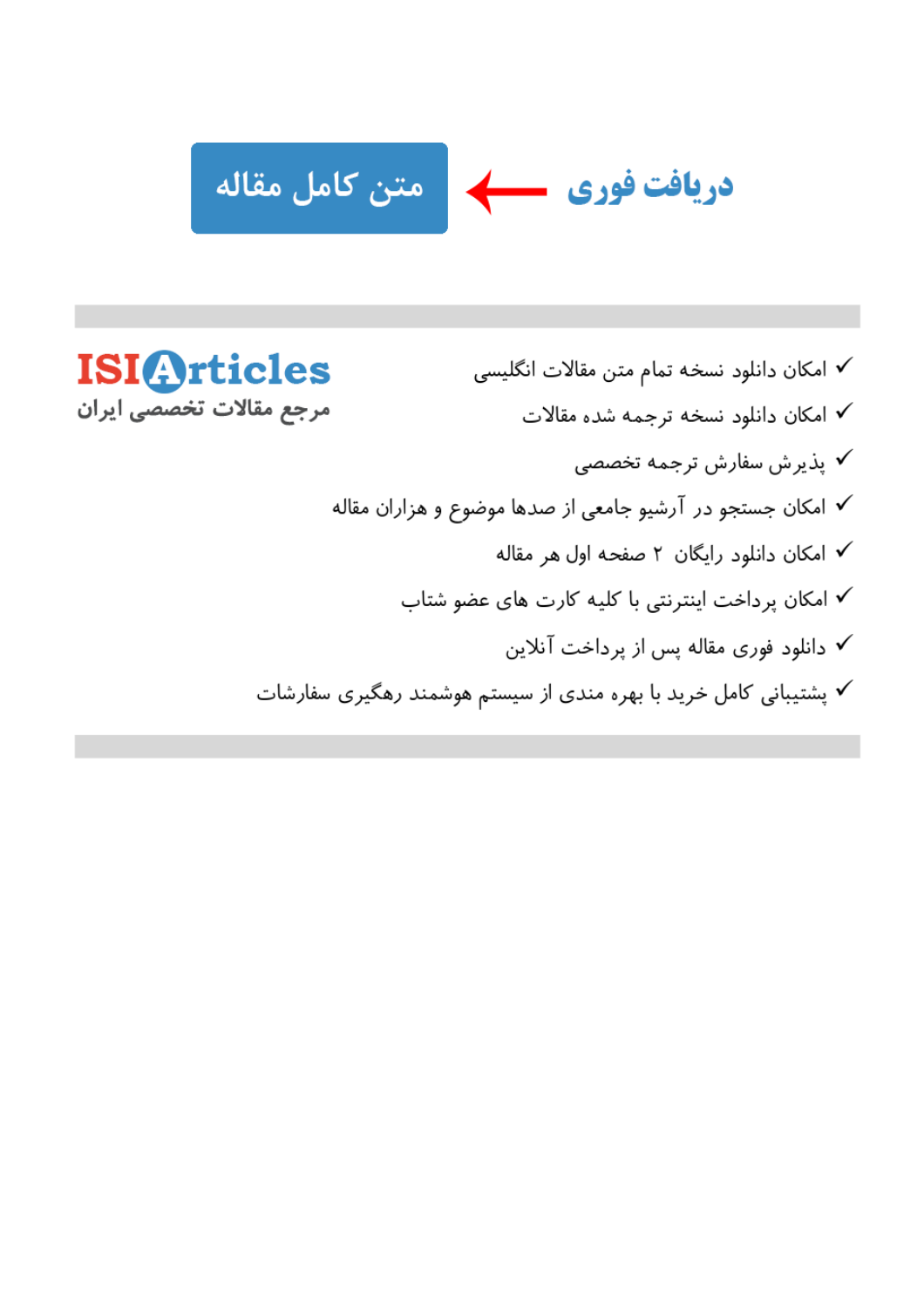دریافت فوری ← متن کامل مقاله

ISIArticles
مرجع مقالات تخصصی ایران

- ✓ امکان دانلود نسخه تمام متن مقالات انگلیسی
- ✓ امکان دانلود نسخه ترجمه شده مقالات
- ✓ پذیرش سفارش ترجمه تخصصی
- ✓ امکان جستجو در آرشیو جامعی از صدها موضوع و هزاران مقاله
- ✓ امکان دانلود رایگان ۲ صفحه اول هر مقاله
- ✓ امکان پرداخت اینترنتی با کلیه کارت های عضو شتاب
- ✓ دانلود فوری مقاله پس از پرداخت آنلاین
- ✓ پشتیبانی کامل خرید با بهره مندی از سیستم هوشمند رهگیری سفارشات